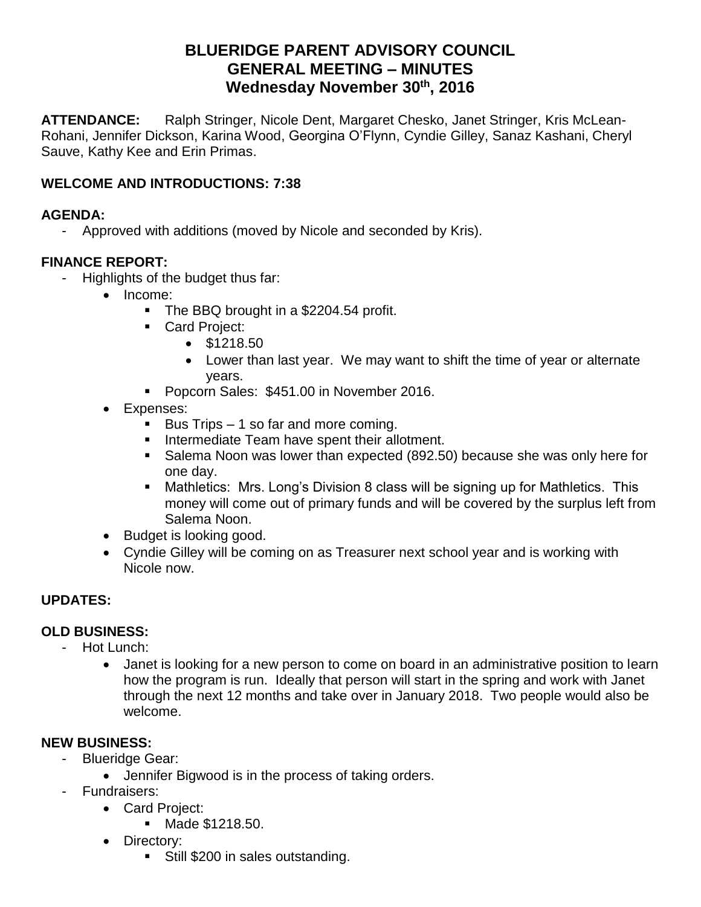# BLUERIDGE PARENT ADVISORY COUNCIL
# GENERAL MEETING – MINUTES
## Wednesday November 30th, 2016

**ATTENDANCE:** Ralph Stringer, Nicole Dent, Margaret Chesko, Janet Stringer, Kris McLean-Rohani, Jennifer Dickson, Karina Wood, Georgina O'Flynn, Cyndie Gilley, Sanaz Kashani, Cheryl Sauve, Kathy Kee and Erin Primas.

**WELCOME AND INTRODUCTIONS: 7:38**

**AGENDA:**

- Approved with additions (moved by Nicole and seconded by Kris).

**FINANCE REPORT:**

- Highlights of the budget thus far:
  - Income:
    - The BBQ brought in a $2204.54 profit.
    - Card Project:
      - $1218.50
      - Lower than last year. We may want to shift the time of year or alternate years.
    - Popcorn Sales: $451.00 in November 2016.
  - Expenses:
    - Bus Trips – 1 so far and more coming.
    - Intermediate Team have spent their allotment.
    - Salema Noon was lower than expected (892.50) because she was only here for one day.
    - Mathletics: Mrs. Long's Division 8 class will be signing up for Mathletics. This money will come out of primary funds and will be covered by the surplus left from Salema Noon.
  - Budget is looking good.
  - Cyndie Gilley will be coming on as Treasurer next school year and is working with Nicole now.

**UPDATES:**

**OLD BUSINESS:**

- Hot Lunch:
  - Janet is looking for a new person to come on board in an administrative position to learn how the program is run. Ideally that person will start in the spring and work with Janet through the next 12 months and take over in January 2018. Two people would also be welcome.

**NEW BUSINESS:**

- Blueridge Gear:
  - Jennifer Bigwood is in the process of taking orders.
- Fundraisers:
  - Card Project:
    - Made $1218.50.
  - Directory:
    - Still $200 in sales outstanding.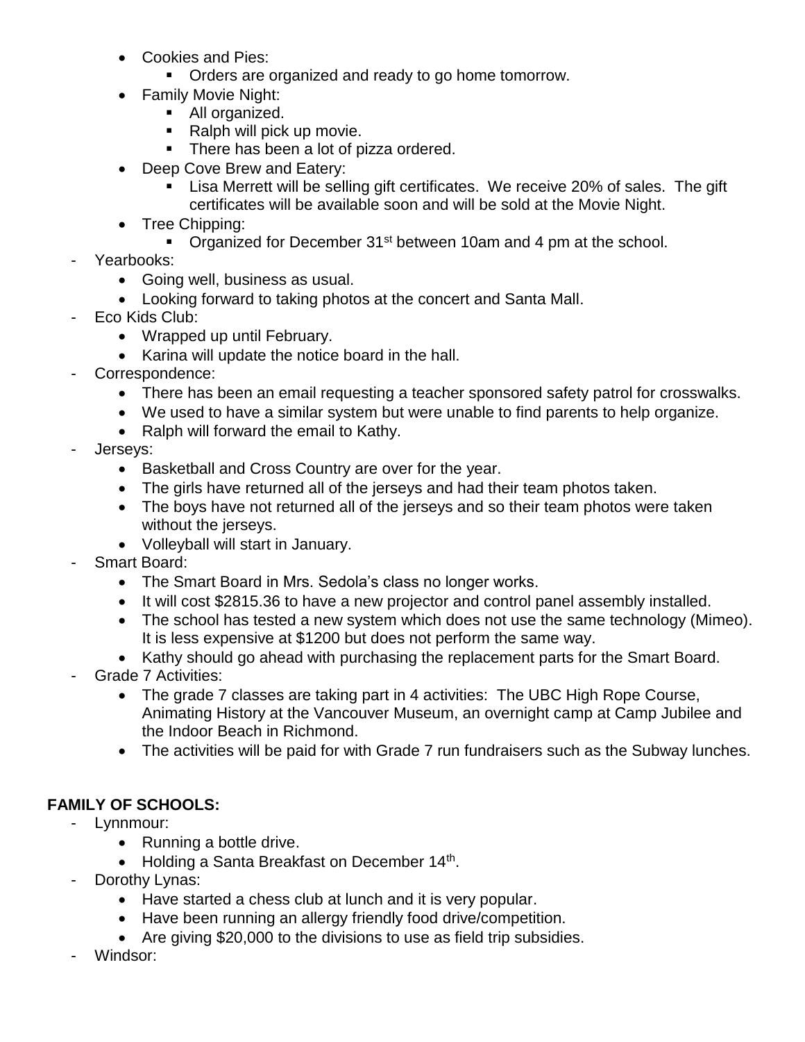- Cookies and Pies:
  - Orders are organized and ready to go home tomorrow.
- Family Movie Night:
  - All organized.
  - Ralph will pick up movie.
  - There has been a lot of pizza ordered.
- Deep Cove Brew and Eatery:
  - Lisa Merrett will be selling gift certificates. We receive 20% of sales. The gift certificates will be available soon and will be sold at the Movie Night.
- Tree Chipping:
  - Organized for December 31st between 10am and 4 pm at the school.

- Yearbooks:
  - Going well, business as usual.
  - Looking forward to taking photos at the concert and Santa Mall.
- Eco Kids Club:
  - Wrapped up until February.
  - Karina will update the notice board in the hall.
- Correspondence:
  - There has been an email requesting a teacher sponsored safety patrol for crosswalks.
  - We used to have a similar system but were unable to find parents to help organize.
  - Ralph will forward the email to Kathy.
- Jerseys:
  - Basketball and Cross Country are over for the year.
  - The girls have returned all of the jerseys and had their team photos taken.
  - The boys have not returned all of the jerseys and so their team photos were taken without the jerseys.
  - Volleyball will start in January.
- Smart Board:
  - The Smart Board in Mrs. Sedola's class no longer works.
  - It will cost $2815.36 to have a new projector and control panel assembly installed.
  - The school has tested a new system which does not use the same technology (Mimeo). It is less expensive at $1200 but does not perform the same way.
  - Kathy should go ahead with purchasing the replacement parts for the Smart Board.
- Grade 7 Activities:
  - The grade 7 classes are taking part in 4 activities: The UBC High Rope Course, Animating History at the Vancouver Museum, an overnight camp at Camp Jubilee and the Indoor Beach in Richmond.
  - The activities will be paid for with Grade 7 run fundraisers such as the Subway lunches.

**FAMILY OF SCHOOLS:**

- Lynnmour:
  - Running a bottle drive.
  - Holding a Santa Breakfast on December 14th.
- Dorothy Lynas:
  - Have started a chess club at lunch and it is very popular.
  - Have been running an allergy friendly food drive/competition.
  - Are giving $20,000 to the divisions to use as field trip subsidies.
- Windsor: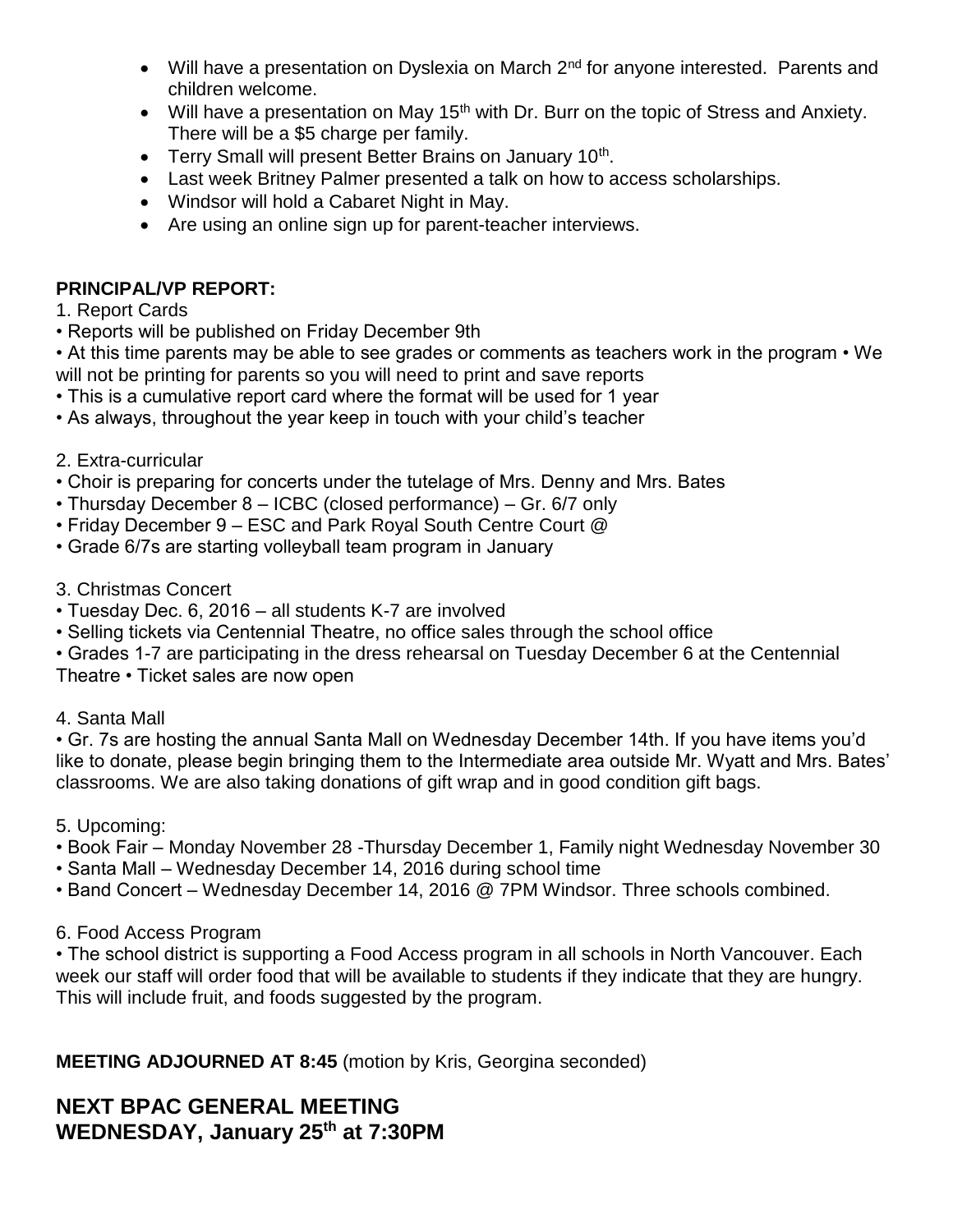- Will have a presentation on Dyslexia on March 2nd for anyone interested. Parents and children welcome.
- Will have a presentation on May 15th with Dr. Burr on the topic of Stress and Anxiety. There will be a $5 charge per family.
- Terry Small will present Better Brains on January 10th.
- Last week Britney Palmer presented a talk on how to access scholarships.
- Windsor will hold a Cabaret Night in May.
- Are using an online sign up for parent-teacher interviews.

**PRINCIPAL/VP REPORT:**

1. Report Cards

• Reports will be published on Friday December 9th

• At this time parents may be able to see grades or comments as teachers work in the program • We will not be printing for parents so you will need to print and save reports

• This is a cumulative report card where the format will be used for 1 year

• As always, throughout the year keep in touch with your child's teacher

2. Extra-curricular

• Choir is preparing for concerts under the tutelage of Mrs. Denny and Mrs. Bates

• Thursday December 8 – ICBC (closed performance) – Gr. 6/7 only

• Friday December 9 – ESC and Park Royal South Centre Court @

• Grade 6/7s are starting volleyball team program in January

3. Christmas Concert

• Tuesday Dec. 6, 2016 – all students K-7 are involved

• Selling tickets via Centennial Theatre, no office sales through the school office

• Grades 1-7 are participating in the dress rehearsal on Tuesday December 6 at the Centennial Theatre • Ticket sales are now open

4. Santa Mall

• Gr. 7s are hosting the annual Santa Mall on Wednesday December 14th. If you have items you'd like to donate, please begin bringing them to the Intermediate area outside Mr. Wyatt and Mrs. Bates' classrooms. We are also taking donations of gift wrap and in good condition gift bags.

5. Upcoming:

• Book Fair – Monday November 28 -Thursday December 1, Family night Wednesday November 30

• Santa Mall – Wednesday December 14, 2016 during school time

• Band Concert – Wednesday December 14, 2016 @ 7PM Windsor. Three schools combined.

6. Food Access Program

• The school district is supporting a Food Access program in all schools in North Vancouver. Each week our staff will order food that will be available to students if they indicate that they are hungry. This will include fruit, and foods suggested by the program.

**MEETING ADJOURNED AT 8:45** (motion by Kris, Georgina seconded)

## NEXT BPAC GENERAL MEETING
## WEDNESDAY, January 25th at 7:30PM